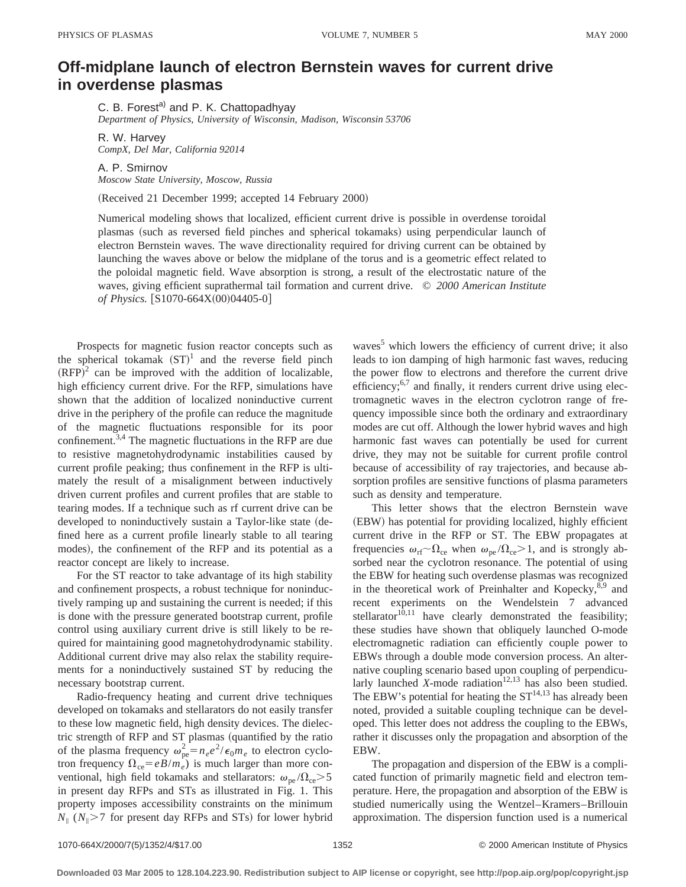# Off-midplane launch of electron Bernstein waves for current drive in overdense plasmas

C. B. Forest[a] and P. K. Chattopadhyay
*Department of Physics, University of Wisconsin, Madison, Wisconsin 53706*

R. W. Harvey
*CompX, Del Mar, California 92014*

A. P. Smirnov
*Moscow State University, Moscow, Russia*

(Received 21 December 1999; accepted 14 February 2000)

Numerical modeling shows that localized, efficient current drive is possible in overdense toroidal plasmas (such as reversed field pinches and spherical tokamaks) using perpendicular launch of electron Bernstein waves. The wave directionality required for driving current can be obtained by launching the waves above or below the midplane of the torus and is a geometric effect related to the poloidal magnetic field. Wave absorption is strong, a result of the electrostatic nature of the waves, giving efficient suprathermal tail formation and current drive. © *2000 American Institute of Physics.* [S1070-664X(00)04405-0]

Prospects for magnetic fusion reactor concepts such as the spherical tokamak (ST)[1] and the reverse field pinch (RFP)[2] can be improved with the addition of localizable, high efficiency current drive. For the RFP, simulations have shown that the addition of localized noninductive current drive in the periphery of the profile can reduce the magnitude of the magnetic fluctuations responsible for its poor confinement.[3,4] The magnetic fluctuations in the RFP are due to resistive magnetohydrodynamic instabilities caused by current profile peaking; thus confinement in the RFP is ultimately the result of a misalignment between inductively driven current profiles and current profiles that are stable to tearing modes. If a technique such as rf current drive can be developed to noninductively sustain a Taylor-like state (defined here as a current profile linearly stable to all tearing modes), the confinement of the RFP and its potential as a reactor concept are likely to increase.

For the ST reactor to take advantage of its high stability and confinement prospects, a robust technique for noninductively ramping up and sustaining the current is needed; if this is done with the pressure generated bootstrap current, profile control using auxiliary current drive is still likely to be required for maintaining good magnetohydrodynamic stability. Additional current drive may also relax the stability requirements for a noninductively sustained ST by reducing the necessary bootstrap current.

Radio-frequency heating and current drive techniques developed on tokamaks and stellarators do not easily transfer to these low magnetic field, high density devices. The dielectric strength of RFP and ST plasmas (quantified by the ratio of the plasma frequency $\omega_{pe}^2 = n_e e^2/\epsilon_0 m_e$ to electron cyclotron frequency $\Omega_{ce} = eB/m_e$) is much larger than more conventional, high field tokamaks and stellarators: $\omega_{pe}/\Omega_{ce} > 5$ in present day RFPs and STs as illustrated in Fig. 1. This property imposes accessibility constraints on the minimum $N_\parallel$ ($N_\parallel > 7$ for present day RFPs and STs) for lower hybrid waves[5] which lowers the efficiency of current drive; it also leads to ion damping of high harmonic fast waves, reducing the power flow to electrons and therefore the current drive efficiency;[6,7] and finally, it renders current drive using electromagnetic waves in the electron cyclotron range of frequency impossible since both the ordinary and extraordinary modes are cut off. Although the lower hybrid waves and high harmonic fast waves can potentially be used for current drive, they may not be suitable for current profile control because of accessibility of ray trajectories, and because absorption profiles are sensitive functions of plasma parameters such as density and temperature.

This letter shows that the electron Bernstein wave (EBW) has potential for providing localized, highly efficient current drive in the RFP or ST. The EBW propagates at frequencies $\omega_{rf} \sim \Omega_{ce}$ when $\omega_{pe}/\Omega_{ce} > 1$, and is strongly absorbed near the cyclotron resonance. The potential of using the EBW for heating such overdense plasmas was recognized in the theoretical work of Preinhalter and Kopecky,[8,9] and recent experiments on the Wendelstein 7 advanced stellarator[10,11] have clearly demonstrated the feasibility; these studies have shown that obliquely launched O-mode electromagnetic radiation can efficiently couple power to EBWs through a double mode conversion process. An alternative coupling scenario based upon coupling of perpendicularly launched *X*-mode radiation[12,13] has also been studied. The EBW's potential for heating the ST[14,13] has already been noted, provided a suitable coupling technique can be developed. This letter does not address the coupling to the EBWs, rather it discusses only the propagation and absorption of the EBW.

The propagation and dispersion of the EBW is a complicated function of primarily magnetic field and electron temperature. Here, the propagation and absorption of the EBW is studied numerically using the Wentzel–Kramers–Brillouin approximation. The dispersion function used is a numerical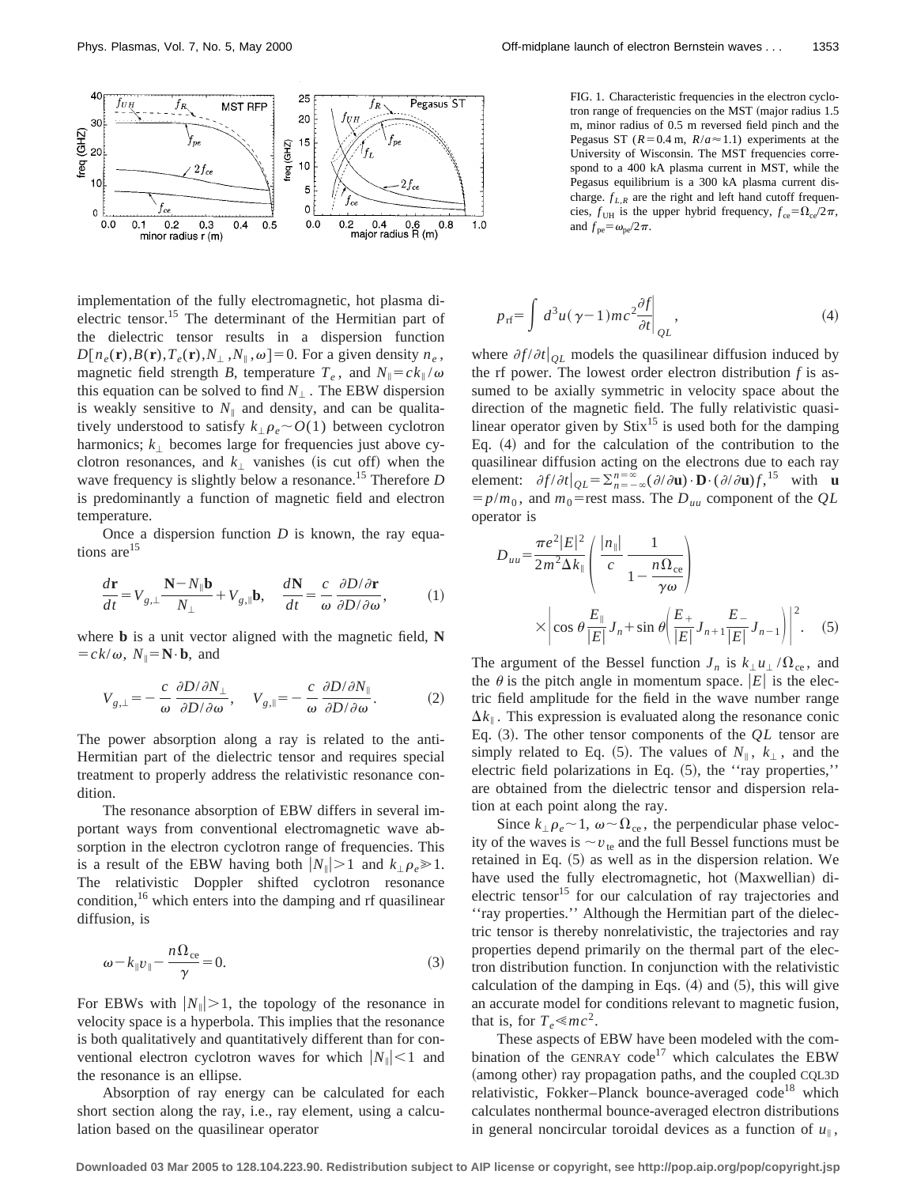FIG. 1. Characteristic frequencies in the electron cyclotron range of frequencies on the MST (major radius 1.5 m, minor radius of 0.5 m reversed field pinch and the Pegasus ST ($R=0.4$ m, $R/a\approx 1.1$) experiments at the University of Wisconsin. The MST frequencies correspond to a 400 kA plasma current in MST, while the Pegasus equilibrium is a 300 kA plasma current discharge. $f_{L,R}$ are the right and left hand cutoff frequencies, $f_{\rm UH}$ is the upper hybrid frequency, $f_{\rm ce}=\Omega_{\rm ce}/2\pi$, and $f_{\rm pe}=\omega_{\rm pe}/2\pi$.

implementation of the fully electromagnetic, hot plasma dielectric tensor.[15] The determinant of the Hermitian part of the dielectric tensor results in a dispersion function $D[n_e(\mathbf{r}),B(\mathbf{r}),T_e(\mathbf{r}),N_\perp,N_\parallel,\omega]=0$. For a given density $n_e$, magnetic field strength $B$, temperature $T_e$, and $N_\parallel = ck_\parallel/\omega$ this equation can be solved to find $N_\perp$. The EBW dispersion is weakly sensitive to $N_\parallel$ and density, and can be qualitatively understood to satisfy $k_\perp \rho_e \sim O(1)$ between cyclotron harmonics; $k_\perp$ becomes large for frequencies just above cyclotron resonances, and $k_\perp$ vanishes (is cut off) when the wave frequency is slightly below a resonance.[15] Therefore $D$ is predominantly a function of magnetic field and electron temperature.

Once a dispersion function $D$ is known, the ray equations are[15]

$$\frac{d\mathbf{r}}{dt}=V_{g,\perp}\frac{\mathbf{N}-N_\parallel\mathbf{b}}{N_\perp}+V_{g,\parallel}\mathbf{b},\quad \frac{d\mathbf{N}}{dt}=\frac{c}{\omega}\frac{\partial D/\partial \mathbf{r}}{\partial D/\partial \omega}, \tag{1}$$

where $\mathbf{b}$ is a unit vector aligned with the magnetic field, $\mathbf{N}=c\mathbf{k}/\omega$, $N_\parallel=\mathbf{N}\cdot\mathbf{b}$, and

$$V_{g,\perp}=-\frac{c}{\omega}\frac{\partial D/\partial N_\perp}{\partial D/\partial \omega},\quad V_{g,\parallel}=-\frac{c}{\omega}\frac{\partial D/\partial N_\parallel}{\partial D/\partial \omega}. \tag{2}$$

The power absorption along a ray is related to the anti-Hermitian part of the dielectric tensor and requires special treatment to properly address the relativistic resonance condition.

The resonance absorption of EBW differs in several important ways from conventional electromagnetic wave absorption in the electron cyclotron range of frequencies. This is a result of the EBW having both $|N_\parallel|>1$ and $k_\perp\rho_e \gg 1$. The relativistic Doppler shifted cyclotron resonance condition,[16] which enters into the damping and rf quasilinear diffusion, is

$$\omega - k_\parallel v_\parallel - \frac{n\Omega_{\rm ce}}{\gamma}=0. \tag{3}$$

For EBWs with $|N_\parallel|>1$, the topology of the resonance in velocity space is a hyperbola. This implies that the resonance is both qualitatively and quantitatively different than for conventional electron cyclotron waves for which $|N_\parallel|<1$ and the resonance is an ellipse.

Absorption of ray energy can be calculated for each short section along the ray, i.e., ray element, using a calculation based on the quasilinear operator

$$p_{\rm rf}=\int d^3u(\gamma-1)mc^2\frac{\partial f}{\partial t}\bigg|_{QL}, \tag{4}$$

where $\partial f/\partial t|_{QL}$ models the quasilinear diffusion induced by the rf power. The lowest order electron distribution $f$ is assumed to be axially symmetric in velocity space about the direction of the magnetic field. The fully relativistic quasilinear operator given by Stix[15] is used both for the damping Eq. (4) and for the calculation of the contribution to the quasilinear diffusion acting on the electrons due to each ray element: $\partial f/\partial t|_{QL}=\Sigma_{n=-\infty}^{n=\infty}(\partial/\partial \mathbf{u})\cdot\mathbf{D}\cdot(\partial/\partial \mathbf{u})f$,[15] with $\mathbf{u}=p/m_0$, and $m_0$=rest mass. The $D_{uu}$ component of the $QL$ operator is

$$D_{uu}=\frac{\pi e^2|E|^2}{2m^2\Delta k_\parallel}\left(\frac{|n_\parallel|}{c}\frac{1}{1-\dfrac{n\Omega_{\rm ce}}{\gamma\omega}}\right)\times\left|\cos\theta\frac{E_\parallel}{|E|}J_n+\sin\theta\left(\frac{E_+}{|E|}J_{n+1}\frac{E_-}{|E|}J_{n-1}\right)\right|^2. \tag{5}$$

The argument of the Bessel function $J_n$ is $k_\perp u_\perp/\Omega_{\rm ce}$, and the $\theta$ is the pitch angle in momentum space. $|E|$ is the electric field amplitude for the field in the wave number range $\Delta k_\parallel$. This expression is evaluated along the resonance conic Eq. (3). The other tensor components of the $QL$ tensor are simply related to Eq. (5). The values of $N_\parallel$, $k_\perp$, and the electric field polarizations in Eq. (5), the ''ray properties,'' are obtained from the dielectric tensor and dispersion relation at each point along the ray.

Since $k_\perp\rho_e\sim 1$, $\omega\sim\Omega_{\rm ce}$, the perpendicular phase velocity of the waves is $\sim v_{\rm te}$ and the full Bessel functions must be retained in Eq. (5) as well as in the dispersion relation. We have used the fully electromagnetic, hot (Maxwellian) dielectric tensor[15] for our calculation of ray trajectories and ''ray properties.'' Although the Hermitian part of the dielectric tensor is thereby nonrelativistic, the trajectories and ray properties depend primarily on the thermal part of the electron distribution function. In conjunction with the relativistic calculation of the damping in Eqs. (4) and (5), this will give an accurate model for conditions relevant to magnetic fusion, that is, for $T_e \ll mc^2$.

These aspects of EBW have been modeled with the combination of the GENRAY code[17] which calculates the EBW (among other) ray propagation paths, and the coupled CQL3D relativistic, Fokker–Planck bounce-averaged code[18] which calculates nonthermal bounce-averaged electron distributions in general noncircular toroidal devices as a function of $u_\parallel$,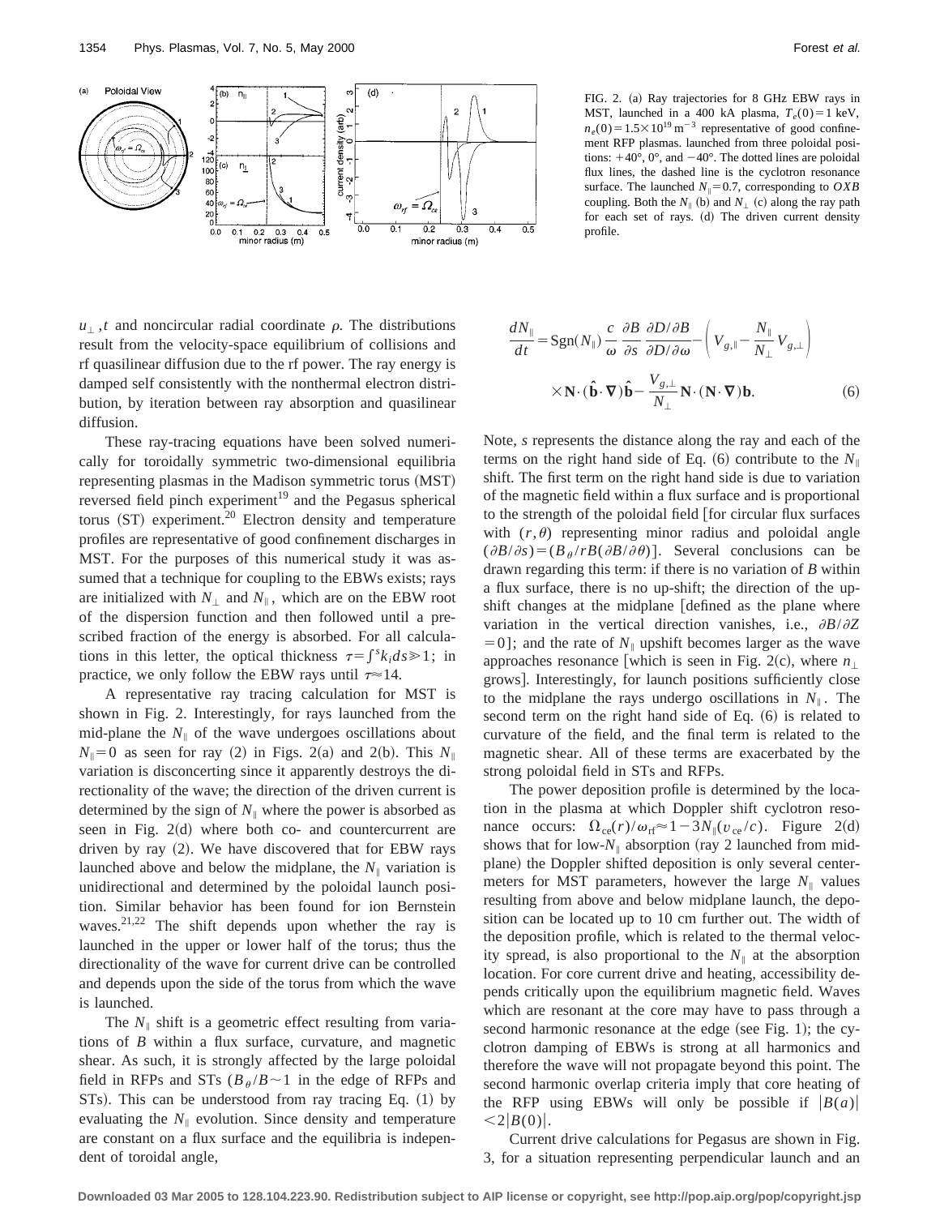FIG. 2. (a) Ray trajectories for 8 GHz EBW rays in MST, launched in a 400 kA plasma, $T_e(0)=1$ keV, $n_e(0)=1.5\times 10^{19}\,\mathrm{m}^{-3}$ representative of good confinement RFP plasmas. launched from three poloidal positions: $+40°$, $0°$, and $-40°$. The dotted lines are poloidal flux lines, the dashed line is the cyclotron resonance surface. The launched $N_\parallel=0.7$, corresponding to $OXB$ coupling. Both the $N_\parallel$ (b) and $N_\perp$ (c) along the ray path for each set of rays. (d) The driven current density profile.

$u_\perp, t$ and noncircular radial coordinate $\rho$. The distributions result from the velocity-space equilibrium of collisions and rf quasilinear diffusion due to the rf power. The ray energy is damped self consistently with the nonthermal electron distribution, by iteration between ray absorption and quasilinear diffusion.

These ray-tracing equations have been solved numerically for toroidally symmetric two-dimensional equilibria representing plasmas in the Madison symmetric torus (MST) reversed field pinch experiment[19] and the Pegasus spherical torus (ST) experiment.[20] Electron density and temperature profiles are representative of good confinement discharges in MST. For the purposes of this numerical study it was assumed that a technique for coupling to the EBWs exists; rays are initialized with $N_\perp$ and $N_\parallel$, which are on the EBW root of the dispersion function and then followed until a prescribed fraction of the energy is absorbed. For all calculations in this letter, the optical thickness $\tau=\int^s k_i ds \gg 1$; in practice, we only follow the EBW rays until $\tau\approx 14$.

A representative ray tracing calculation for MST is shown in Fig. 2. Interestingly, for rays launched from the mid-plane the $N_\parallel$ of the wave undergoes oscillations about $N_\parallel=0$ as seen for ray (2) in Figs. 2(a) and 2(b). This $N_\parallel$ variation is disconcerting since it apparently destroys the directionality of the wave; the direction of the driven current is determined by the sign of $N_\parallel$ where the power is absorbed as seen in Fig. 2(d) where both co- and countercurrent are driven by ray (2). We have discovered that for EBW rays launched above and below the midplane, the $N_\parallel$ variation is unidirectional and determined by the poloidal launch position. Similar behavior has been found for ion Bernstein waves.[21,22] The shift depends upon whether the ray is launched in the upper or lower half of the torus; thus the directionality of the wave for current drive can be controlled and depends upon the side of the torus from which the wave is launched.

The $N_\parallel$ shift is a geometric effect resulting from variations of $B$ within a flux surface, curvature, and magnetic shear. As such, it is strongly affected by the large poloidal field in RFPs and STs ($B_\theta/B\sim 1$ in the edge of RFPs and STs). This can be understood from ray tracing Eq. (1) by evaluating the $N_\parallel$ evolution. Since density and temperature are constant on a flux surface and the equilibria is independent of toroidal angle,

$$\frac{dN_\parallel}{dt}=\mathrm{Sgn}(N_\parallel)\,\frac{c}{\omega}\,\frac{\partial B}{\partial s}\,\frac{\partial D/\partial B}{\partial D/\partial \omega}-\left(V_{g,\parallel}-\frac{N_\parallel}{N_\perp}V_{g,\perp}\right)\times \mathbf{N}\cdot(\hat{\mathbf{b}}\cdot\boldsymbol{\nabla})\hat{\mathbf{b}}-\frac{V_{g,\perp}}{N_\perp}\mathbf{N}\cdot(\mathbf{N}\cdot\boldsymbol{\nabla})\mathbf{b}. \tag{6}$$

Note, $s$ represents the distance along the ray and each of the terms on the right hand side of Eq. (6) contribute to the $N_\parallel$ shift. The first term on the right hand side is due to variation of the magnetic field within a flux surface and is proportional to the strength of the poloidal field [for circular flux surfaces with $(r,\theta)$ representing minor radius and poloidal angle $(\partial B/\partial s)=(B_\theta/rB(\partial B/\partial\theta))$]. Several conclusions can be drawn regarding this term: if there is no variation of $B$ within a flux surface, there is no up-shift; the direction of the up-shift changes at the midplane [defined as the plane where variation in the vertical direction vanishes, i.e., $\partial B/\partial Z=0$]; and the rate of $N_\parallel$ upshift becomes larger as the wave approaches resonance [which is seen in Fig. 2(c), where $n_\perp$ grows]. Interestingly, for launch positions sufficiently close to the midplane the rays undergo oscillations in $N_\parallel$. The second term on the right hand side of Eq. (6) is related to curvature of the field, and the final term is related to the magnetic shear. All of these terms are exacerbated by the strong poloidal field in STs and RFPs.

The power deposition profile is determined by the location in the plasma at which Doppler shift cyclotron resonance occurs: $\Omega_{ce}(r)/\omega_{rf}\approx 1-3N_\parallel(v_{ce}/c)$. Figure 2(d) shows that for low-$N_\parallel$ absorption (ray 2 launched from midplane) the Doppler shifted deposition is only several centermeters for MST parameters, however the large $N_\parallel$ values resulting from above and below midplane launch, the deposition can be located up to 10 cm further out. The width of the deposition profile, which is related to the thermal velocity spread, is also proportional to the $N_\parallel$ at the absorption location. For core current drive and heating, accessibility depends critically upon the equilibrium magnetic field. Waves which are resonant at the core may have to pass through a second harmonic resonance at the edge (see Fig. 1); the cyclotron damping of EBWs is strong at all harmonics and therefore the wave will not propagate beyond this point. The second harmonic overlap criteria imply that core heating of the RFP using EBWs will only be possible if $|B(a)|<2|B(0)|$.

Current drive calculations for Pegasus are shown in Fig. 3, for a situation representing perpendicular launch and an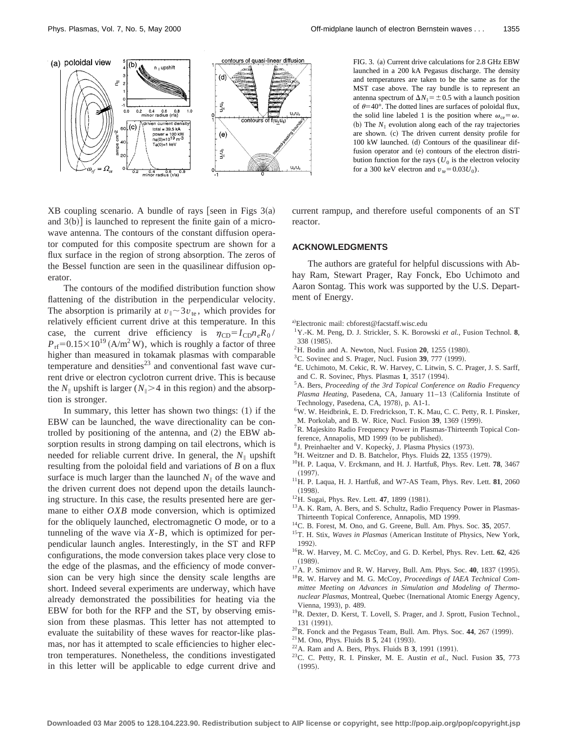(a) poloidal view

$\omega_{rf} = \Omega_{ce}$

(b)

$n_{\parallel}$ upshift

$n_{\parallel}$

5
4
3
2
1
0
-1

0.0 0.2 0.4 0.6 0.8 1.0

minor radius (r/a)

(c)

driven current density

total = 39.5 kA

power = 100 kW

$n_e(0)=10^{19}$ m$^{-3}$

$T_e(0)$=1 keV

amps cm$^{-2}$

60
40
20
0

0.2 0.4 0.6 0.8

minor radius (r/a)

contours of quasi-linear diffusion

(d)

$u_{\perp}/U_0$

$u_{\parallel}/U_0$

contours of $f(u_{\parallel}, u_{\perp})$

(e)

trapped-passing boundary

$u_{\perp}/U_0$

$u_{\parallel}/U_0$

1

0

-1 0 1

FIG. 3. (a) Current drive calculations for 2.8 GHz EBW launched in a 200 kA Pegasus discharge. The density and temperatures are taken to be the same as for the MST case above. The ray bundle is to represent an antenna spectrum of $\Delta N_{\parallel} = \pm 0.5$ with a launch position of $\theta = 40°$. The dotted lines are surfaces of poloidal flux, the solid line labeled 1 is the position where $\omega_{ce} = \omega$. (b) The $N_{\parallel}$ evolution along each of the ray trajectories are shown. (c) The driven current density profile for 100 kW launched. (d) Contours of the quasilinear diffusion operator and (e) contours of the electron distribution function for the rays ($U_0$ is the electron velocity for a 300 keV electron and $v_{te} = 0.03 U_0$).

XB coupling scenario. A bundle of rays [seen in Figs 3(a) and 3(b)] is launched to represent the finite gain of a microwave antenna. The contours of the constant diffusion operator computed for this composite spectrum are shown for a flux surface in the region of strong absorption. The zeros of the Bessel function are seen in the quasilinear diffusion operator.

The contours of the modified distribution function show flattening of the distribution in the perpendicular velocity. The absorption is primarily at $v_{\parallel} \sim 3 v_{te}$, which provides for relatively efficient current drive at this temperature. In this case, the current drive efficiency is $\eta_{CD} = I_{CD} n_e R_0 / P_{rf} = 0.15 \times 10^{19}\,(\mathrm{A/m^2\,W})$, which is roughly a factor of three higher than measured in tokamak plasmas with comparable temperature and densities[23] and conventional fast wave current drive or electron cyclotron current drive. This is because the $N_{\parallel}$ upshift is larger ($N_{\parallel} > 4$ in this region) and the absorption is stronger.

In summary, this letter has shown two things: (1) if the EBW can be launched, the wave directionality can be controlled by positioning of the antenna, and (2) the EBW absorption results in strong damping on tail electrons, which is needed for reliable current drive. In general, the $N_{\parallel}$ upshift resulting from the poloidal field and variations of $B$ on a flux surface is much larger than the launched $N_{\parallel}$ of the wave and the driven current does not depend upon the details launching structure. In this case, the results presented here are germane to either *OXB* mode conversion, which is optimized for the obliquely launched, electromagnetic O mode, or to a tunneling of the wave via *X-B*, which is optimized for perpendicular launch angles. Interestingly, in the ST and RFP configurations, the mode conversion takes place very close to the edge of the plasmas, and the efficiency of mode conversion can be very high since the density scale lengths are short. Indeed several experiments are underway, which have already demonstrated the possibilities for heating via the EBW for both for the RFP and the ST, by observing emission from these plasmas. This letter has not attempted to evaluate the suitability of these waves for reactor-like plasmas, nor has it attempted to scale efficiencies to higher electron temperatures. Nonetheless, the conditions investigated in this letter will be applicable to edge current drive and current rampup, and therefore useful components of an ST reactor.

## ACKNOWLEDGMENTS

The authors are grateful for helpful discussions with Abhay Ram, Stewart Prager, Ray Fonck, Ebo Uchimoto and Aaron Sontag. This work was supported by the U.S. Department of Energy.

[a]Electronic mail: cbforest@facstaff.wisc.edu

[1] Y.-K. M. Peng, D. J. Strickler, S. K. Borowski *et al.*, Fusion Technol. **8**, 338 (1985).

[2] H. Bodin and A. Newton, Nucl. Fusion **20**, 1255 (1980).

[3] C. Sovinec and S. Prager, Nucl. Fusion **39**, 777 (1999).

[4] E. Uchimoto, M. Cekic, R. W. Harvey, C. Litwin, S. C. Prager, J. S. Sarff, and C. R. Sovinec, Phys. Plasmas **1**, 3517 (1994).

[5] A. Bers, *Proceeding of the 3rd Topical Conference on Radio Frequency Plasma Heating*, Pasedena, CA, January 11–13 (California Institute of Technology, Pasedena, CA, 1978), p. A1-1.

[6] W. W. Heidbrink, E. D. Fredrickson, T. K. Mau, C. C. Petty, R. I. Pinsker, M. Porkolab, and B. W. Rice, Nucl. Fusion **39**, 1369 (1999).

[7] R. Majeskito Radio Frequency Power in Plasmas-Thirteenth Topical Conference, Annapolis, MD 1999 (to be published).

[8] J. Preinhaelter and V. Kopecký, J. Plasma Physics (1973).

[9] H. Weitzner and D. B. Batchelor, Phys. Fluids **22**, 1355 (1979).

[10] H. P. Laqua, V. Erckmann, and H. J. Hartfuß, Phys. Rev. Lett. **78**, 3467 (1997).

[11] H. P. Laqua, H. J. Hartfuß, and W7-AS Team, Phys. Rev. Lett. **81**, 2060 (1998).

[12] H. Sugai, Phys. Rev. Lett. **47**, 1899 (1981).

[13] A. K. Ram, A. Bers, and S. Schultz, Radio Frequency Power in Plasmas-Thirteenth Topical Conference, Annapolis, MD 1999.

[14] C. B. Forest, M. Ono, and G. Greene, Bull. Am. Phys. Soc. **35**, 2057.

[15] T. H. Stix, *Waves in Plasmas* (American Institute of Physics, New York, 1992).

[16] R. W. Harvey, M. C. McCoy, and G. D. Kerbel, Phys. Rev. Lett. **62**, 426 (1989).

[17] A. P. Smirnov and R. W. Harvey, Bull. Am. Phys. Soc. **40**, 1837 (1995).

[18] R. W. Harvey and M. G. McCoy, *Proceedings of IAEA Technical Committee Meeting on Advances in Simulation and Modeling of Thermonuclear Plasmas*, Montreal, Quebec (Inernational Atomic Energy Agency, Vienna, 1993), p. 489.

[19] R. Dexter, D. Kerst, T. Lovell, S. Prager, and J. Sprott, Fusion Technol., 131 (1991).

[20] R. Fonck and the Pegasus Team, Bull. Am. Phys. Soc. **44**, 267 (1999).

[21] M. Ono, Phys. Fluids B **5**, 241 (1993).

[22] A. Ram and A. Bers, Phys. Fluids B **3**, 1991 (1991).

[23] C. C. Petty, R. I. Pinsker, M. E. Austin *et al.*, Nucl. Fusion **35**, 773 (1995).